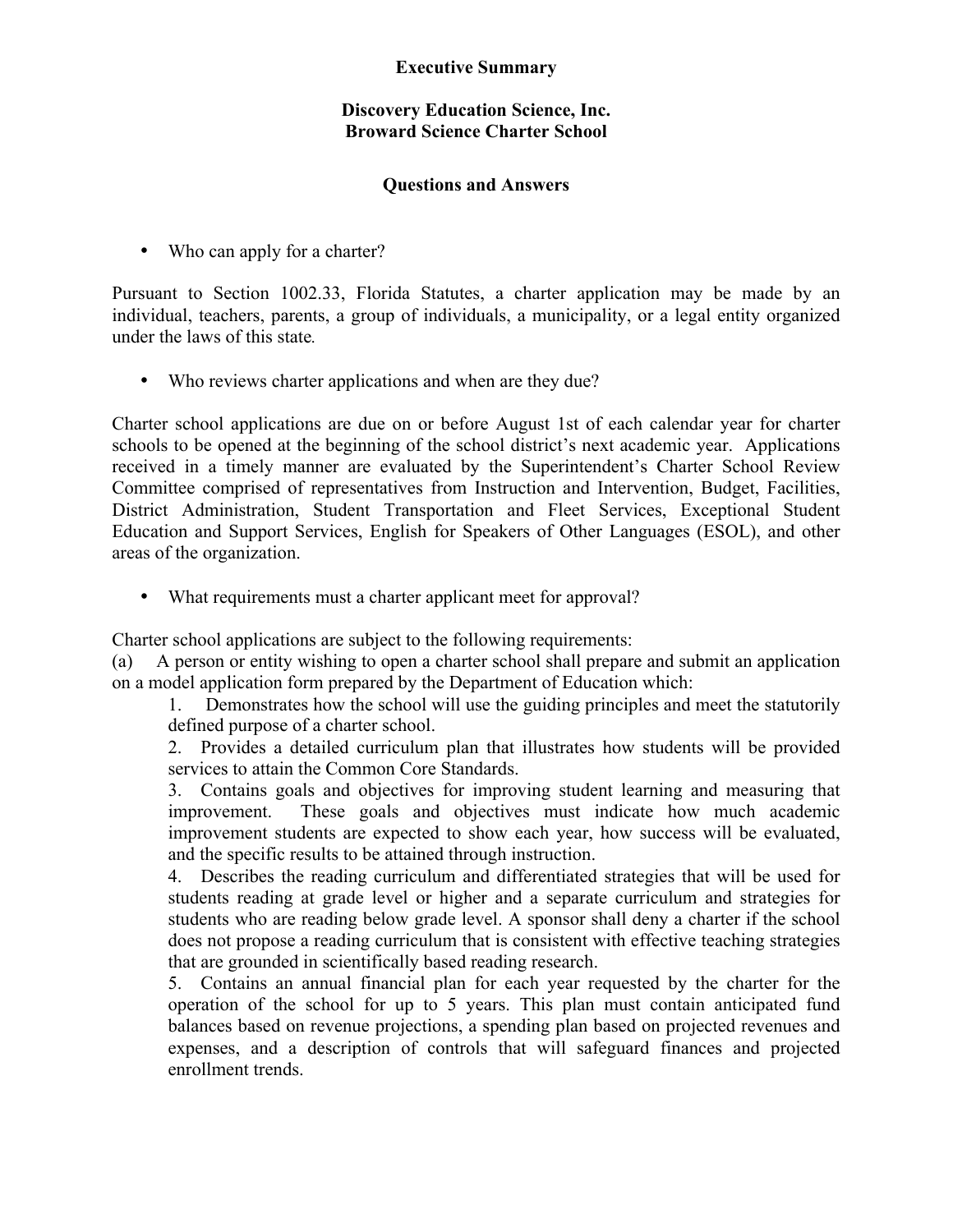**Executive Summary**

**Discovery Education Science, Inc.**
**Broward Science Charter School**

**Questions and Answers**

- Who can apply for a charter?

Pursuant to Section 1002.33, Florida Statutes, a charter application may be made by an individual, teachers, parents, a group of individuals, a municipality, or a legal entity organized under the laws of this state.

- Who reviews charter applications and when are they due?

Charter school applications are due on or before August 1st of each calendar year for charter schools to be opened at the beginning of the school district's next academic year. Applications received in a timely manner are evaluated by the Superintendent's Charter School Review Committee comprised of representatives from Instruction and Intervention, Budget, Facilities, District Administration, Student Transportation and Fleet Services, Exceptional Student Education and Support Services, English for Speakers of Other Languages (ESOL), and other areas of the organization.

- What requirements must a charter applicant meet for approval?

Charter school applications are subject to the following requirements:

(a) A person or entity wishing to open a charter school shall prepare and submit an application on a model application form prepared by the Department of Education which:

1. Demonstrates how the school will use the guiding principles and meet the statutorily defined purpose of a charter school.
2. Provides a detailed curriculum plan that illustrates how students will be provided services to attain the Common Core Standards.
3. Contains goals and objectives for improving student learning and measuring that improvement. These goals and objectives must indicate how much academic improvement students are expected to show each year, how success will be evaluated, and the specific results to be attained through instruction.
4. Describes the reading curriculum and differentiated strategies that will be used for students reading at grade level or higher and a separate curriculum and strategies for students who are reading below grade level. A sponsor shall deny a charter if the school does not propose a reading curriculum that is consistent with effective teaching strategies that are grounded in scientifically based reading research.
5. Contains an annual financial plan for each year requested by the charter for the operation of the school for up to 5 years. This plan must contain anticipated fund balances based on revenue projections, a spending plan based on projected revenues and expenses, and a description of controls that will safeguard finances and projected enrollment trends.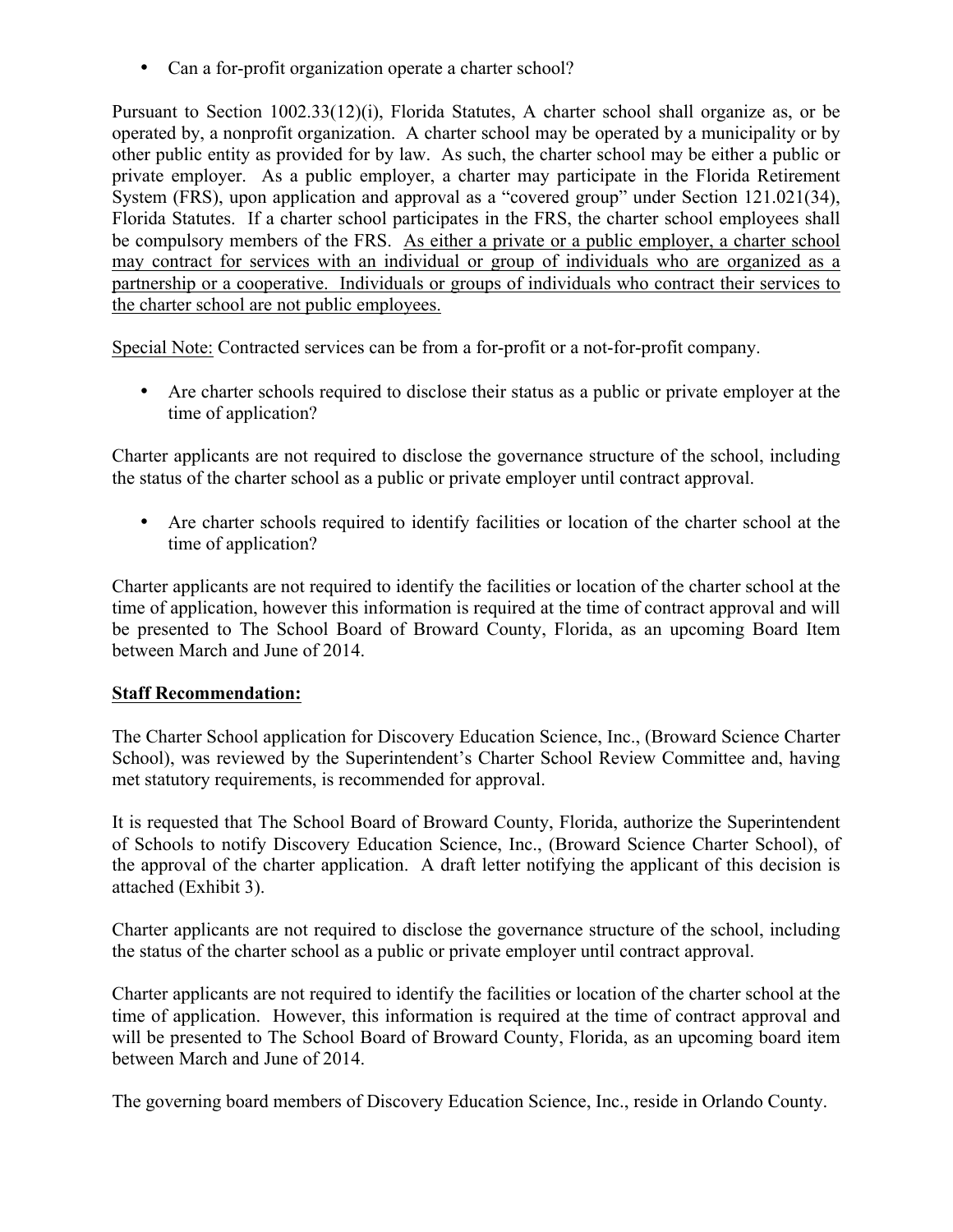- Can a for-profit organization operate a charter school?

Pursuant to Section 1002.33(12)(i), Florida Statutes, A charter school shall organize as, or be operated by, a nonprofit organization. A charter school may be operated by a municipality or by other public entity as provided for by law. As such, the charter school may be either a public or private employer. As a public employer, a charter may participate in the Florida Retirement System (FRS), upon application and approval as a "covered group" under Section 121.021(34), Florida Statutes. If a charter school participates in the FRS, the charter school employees shall be compulsory members of the FRS. <u>As either a private or a public employer, a charter school may contract for services with an individual or group of individuals who are organized as a partnership or a cooperative. Individuals or groups of individuals who contract their services to the charter school are not public employees.</u>

<u>Special Note:</u> Contracted services can be from a for-profit or a not-for-profit company.

- Are charter schools required to disclose their status as a public or private employer at the time of application?

Charter applicants are not required to disclose the governance structure of the school, including the status of the charter school as a public or private employer until contract approval.

- Are charter schools required to identify facilities or location of the charter school at the time of application?

Charter applicants are not required to identify the facilities or location of the charter school at the time of application, however this information is required at the time of contract approval and will be presented to The School Board of Broward County, Florida, as an upcoming Board Item between March and June of 2014.

**<u>Staff Recommendation:</u>**

The Charter School application for Discovery Education Science, Inc., (Broward Science Charter School), was reviewed by the Superintendent's Charter School Review Committee and, having met statutory requirements, is recommended for approval.

It is requested that The School Board of Broward County, Florida, authorize the Superintendent of Schools to notify Discovery Education Science, Inc., (Broward Science Charter School), of the approval of the charter application. A draft letter notifying the applicant of this decision is attached (Exhibit 3).

Charter applicants are not required to disclose the governance structure of the school, including the status of the charter school as a public or private employer until contract approval.

Charter applicants are not required to identify the facilities or location of the charter school at the time of application. However, this information is required at the time of contract approval and will be presented to The School Board of Broward County, Florida, as an upcoming board item between March and June of 2014.

The governing board members of Discovery Education Science, Inc., reside in Orlando County.